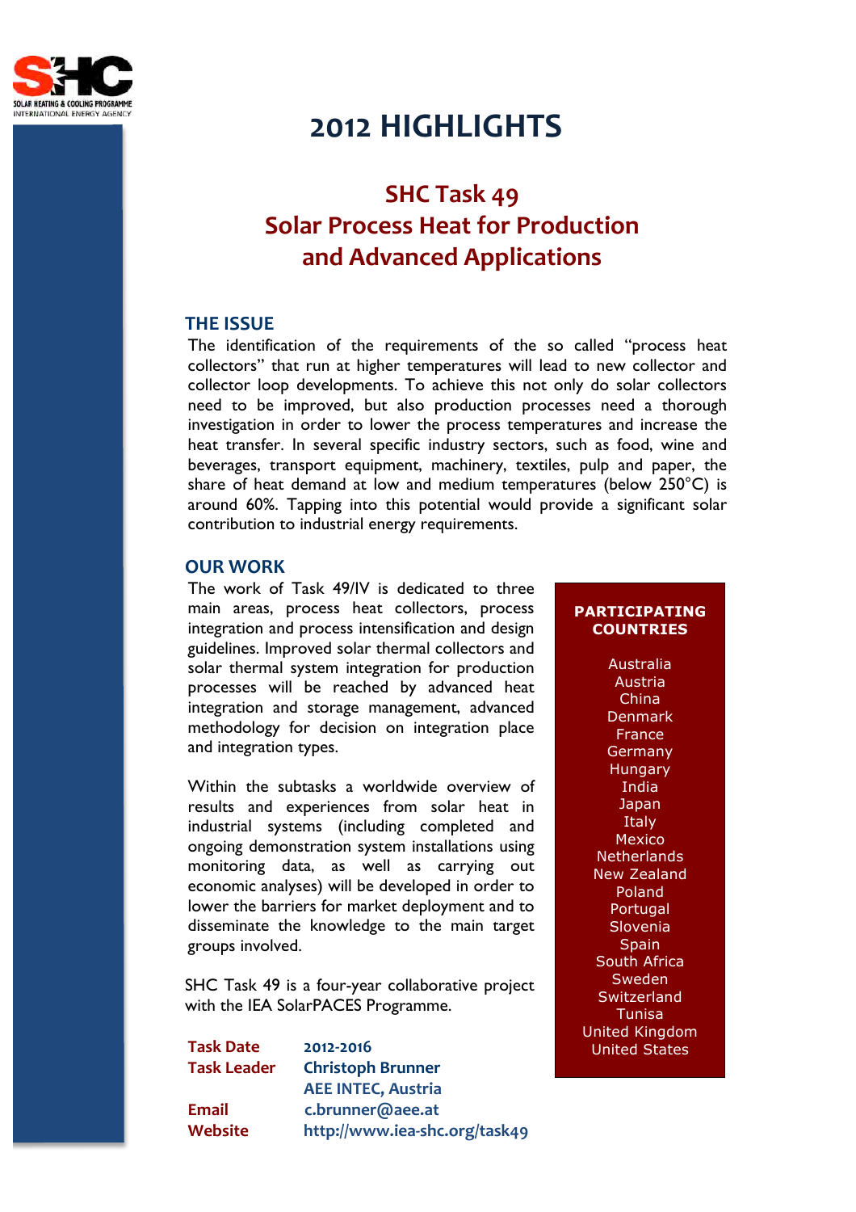# 2012 HIGHLIGHTS

## SHC Task 49
## Solar Process Heat for Production and Advanced Applications

### THE ISSUE

The identification of the requirements of the so called "process heat collectors" that run at higher temperatures will lead to new collector and collector loop developments. To achieve this not only do solar collectors need to be improved, but also production processes need a thorough investigation in order to lower the process temperatures and increase the heat transfer. In several specific industry sectors, such as food, wine and beverages, transport equipment, machinery, textiles, pulp and paper, the share of heat demand at low and medium temperatures (below 250°C) is around 60%. Tapping into this potential would provide a significant solar contribution to industrial energy requirements.

### OUR WORK

The work of Task 49/IV is dedicated to three main areas, process heat collectors, process integration and process intensification and design guidelines. Improved solar thermal collectors and solar thermal system integration for production processes will be reached by advanced heat integration and storage management, advanced methodology for decision on integration place and integration types.

Within the subtasks a worldwide overview of results and experiences from solar heat in industrial systems (including completed and ongoing demonstration system installations using monitoring data, as well as carrying out economic analyses) will be developed in order to lower the barriers for market deployment and to disseminate the knowledge to the main target groups involved.

SHC Task 49 is a four-year collaborative project with the IEA SolarPACES Programme.

| | |
|---|---|
| **Task Date** | **2012-2016** |
| **Task Leader** | **Christoph Brunner** |
| | **AEE INTEC, Austria** |
| **Email** | **c.brunner@aee.at** |
| **Website** | **http://www.iea-shc.org/task49** |

**PARTICIPATING COUNTRIES**

Australia
Austria
China
Denmark
France
Germany
Hungary
India
Japan
Italy
Mexico
Netherlands
New Zealand
Poland
Portugal
Slovenia
Spain
South Africa
Sweden
Switzerland
Tunisia
United Kingdom
United States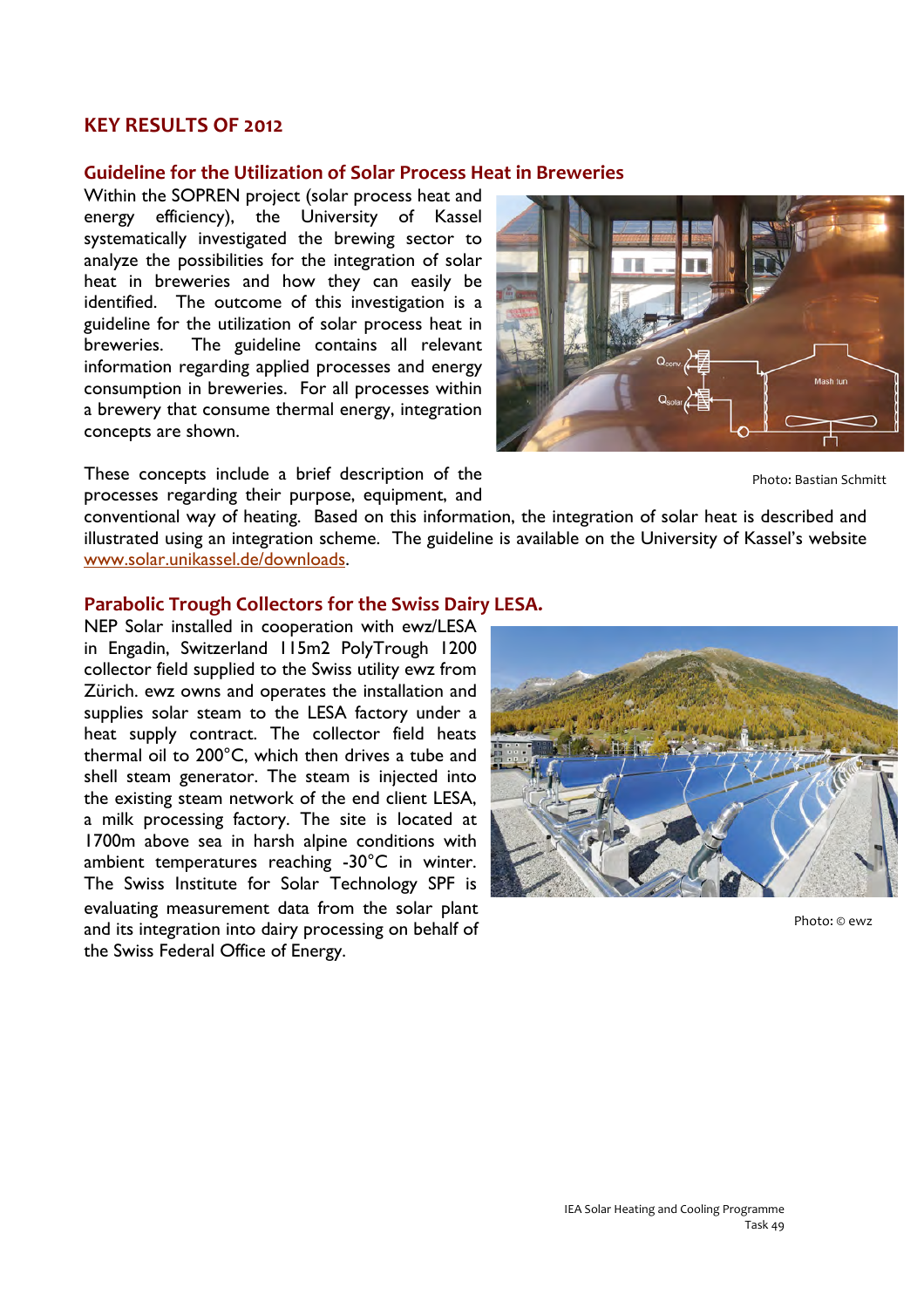## KEY RESULTS OF 2012

### Guideline for the Utilization of Solar Process Heat in Breweries

Within the SOPREN project (solar process heat and energy efficiency), the University of Kassel systematically investigated the brewing sector to analyze the possibilities for the integration of solar heat in breweries and how they can easily be identified. The outcome of this investigation is a guideline for the utilization of solar process heat in breweries. The guideline contains all relevant information regarding applied processes and energy consumption in breweries. For all processes within a brewery that consume thermal energy, integration concepts are shown.

Photo: Bastian Schmitt

These concepts include a brief description of the processes regarding their purpose, equipment, and conventional way of heating. Based on this information, the integration of solar heat is described and illustrated using an integration scheme. The guideline is available on the University of Kassel's website www.solar.unikassel.de/downloads.

### Parabolic Trough Collectors for the Swiss Dairy LESA.

NEP Solar installed in cooperation with ewz/LESA in Engadin, Switzerland 115m2 PolyTrough 1200 collector field supplied to the Swiss utility ewz from Zürich. ewz owns and operates the installation and supplies solar steam to the LESA factory under a heat supply contract. The collector field heats thermal oil to 200°C, which then drives a tube and shell steam generator. The steam is injected into the existing steam network of the end client LESA, a milk processing factory. The site is located at 1700m above sea in harsh alpine conditions with ambient temperatures reaching -30°C in winter. The Swiss Institute for Solar Technology SPF is evaluating measurement data from the solar plant and its integration into dairy processing on behalf of the Swiss Federal Office of Energy.

Photo: © ewz